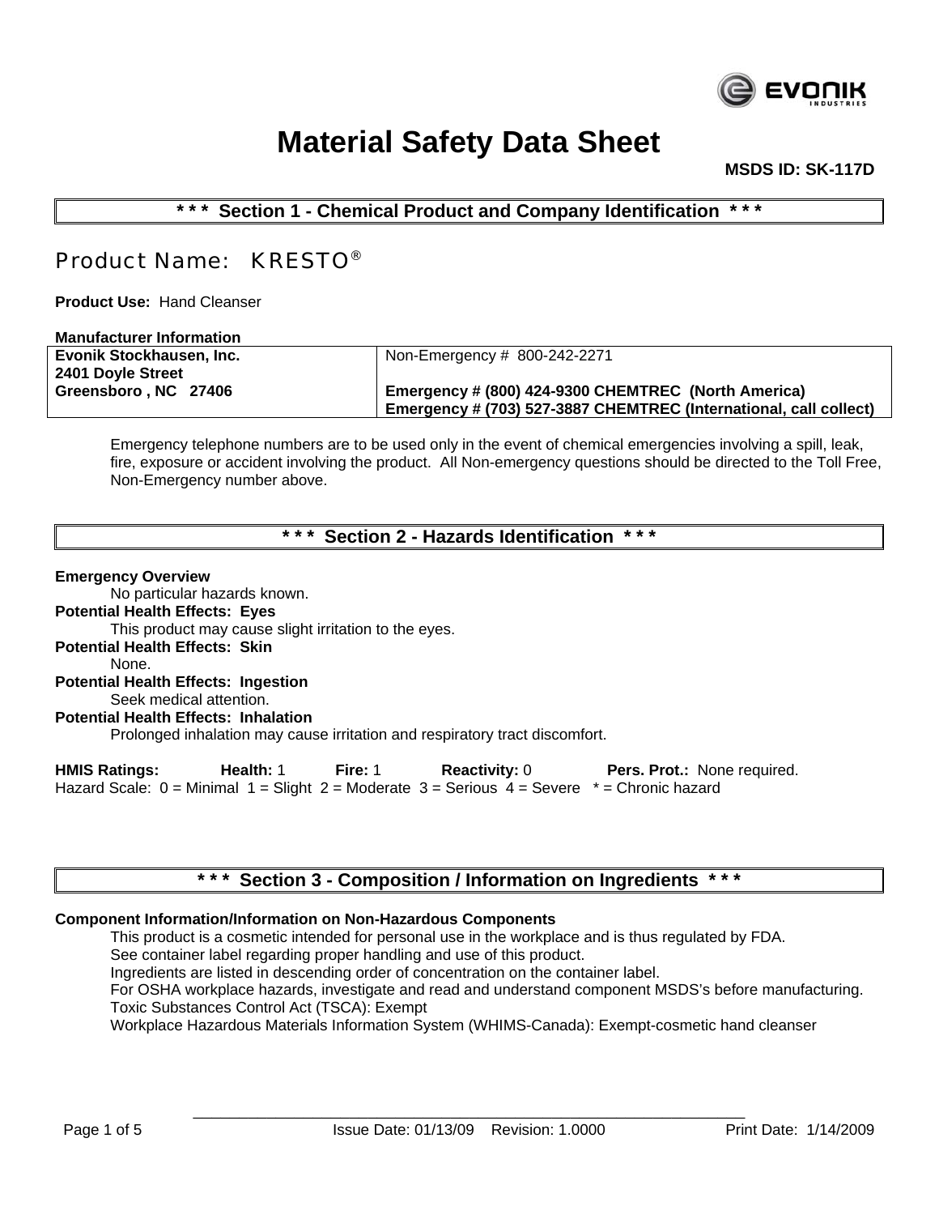# Material Safety Data Sheet

**MSDS ID: SK-117D**

## * * * Section 1 - Chemical Product and Company Identification * * *

### Product Name: KRESTO®

**Product Use:** Hand Cleanser

**Manufacturer Information**

| | |
|---|---|
| **Evonik Stockhausen, Inc.**<br>**2401 Doyle Street**<br>**Greensboro , NC 27406** | Non-Emergency # 800-242-2271<br><br>**Emergency # (800) 424-9300 CHEMTREC (North America)**<br>**Emergency # (703) 527-3887 CHEMTREC (International, call collect)** |

Emergency telephone numbers are to be used only in the event of chemical emergencies involving a spill, leak, fire, exposure or accident involving the product. All Non-emergency questions should be directed to the Toll Free, Non-Emergency number above.

## * * * Section 2 - Hazards Identification * * *

**Emergency Overview**

No particular hazards known.

**Potential Health Effects: Eyes**

This product may cause slight irritation to the eyes.

**Potential Health Effects: Skin**

None.

**Potential Health Effects: Ingestion**

Seek medical attention.

**Potential Health Effects: Inhalation**

Prolonged inhalation may cause irritation and respiratory tract discomfort.

**HMIS Ratings:** **Health:** 1 **Fire:** 1 **Reactivity:** 0 **Pers. Prot.:** None required.

Hazard Scale: 0 = Minimal 1 = Slight 2 = Moderate 3 = Serious 4 = Severe * = Chronic hazard

## * * * Section 3 - Composition / Information on Ingredients * * *

**Component Information/Information on Non-Hazardous Components**

This product is a cosmetic intended for personal use in the workplace and is thus regulated by FDA.
See container label regarding proper handling and use of this product.
Ingredients are listed in descending order of concentration on the container label.
For OSHA workplace hazards, investigate and read and understand component MSDS's before manufacturing.
Toxic Substances Control Act (TSCA): Exempt
Workplace Hazardous Materials Information System (WHIMS-Canada): Exempt-cosmetic hand cleanser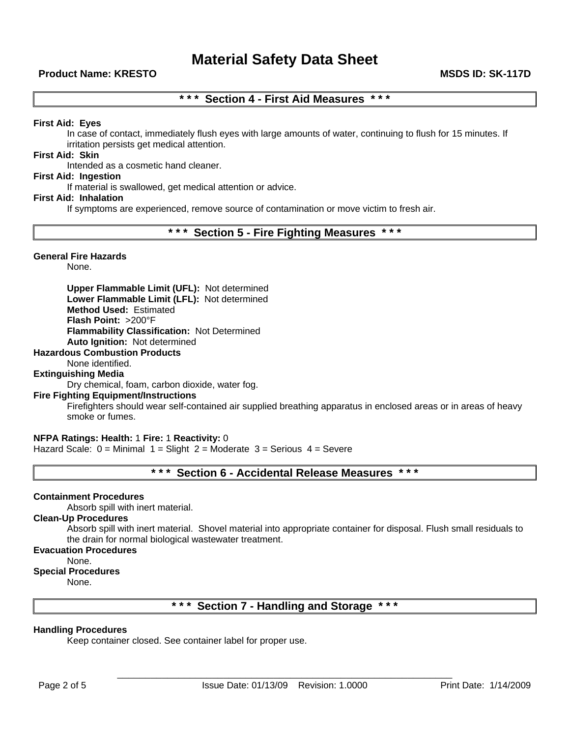## * * * Section 4 - First Aid Measures * * *

**First Aid: Eyes**

In case of contact, immediately flush eyes with large amounts of water, continuing to flush for 15 minutes. If irritation persists get medical attention.

**First Aid: Skin**

Intended as a cosmetic hand cleaner.

**First Aid: Ingestion**

If material is swallowed, get medical attention or advice.

**First Aid: Inhalation**

If symptoms are experienced, remove source of contamination or move victim to fresh air.

## * * * Section 5 - Fire Fighting Measures * * *

**General Fire Hazards**

None.

**Upper Flammable Limit (UFL):** Not determined
**Lower Flammable Limit (LFL):** Not determined
**Method Used:** Estimated
**Flash Point:** >200°F
**Flammability Classification:** Not Determined
**Auto Ignition:** Not determined

**Hazardous Combustion Products**

None identified.

**Extinguishing Media**

Dry chemical, foam, carbon dioxide, water fog.

**Fire Fighting Equipment/Instructions**

Firefighters should wear self-contained air supplied breathing apparatus in enclosed areas or in areas of heavy smoke or fumes.

**NFPA Ratings: Health:** 1 **Fire:** 1 **Reactivity:** 0
Hazard Scale: 0 = Minimal 1 = Slight 2 = Moderate 3 = Serious 4 = Severe

## * * * Section 6 - Accidental Release Measures * * *

**Containment Procedures**

Absorb spill with inert material.

**Clean-Up Procedures**

Absorb spill with inert material. Shovel material into appropriate container for disposal. Flush small residuals to the drain for normal biological wastewater treatment.

**Evacuation Procedures**

None.

**Special Procedures**

None.

## * * * Section 7 - Handling and Storage * * *

**Handling Procedures**

Keep container closed. See container label for proper use.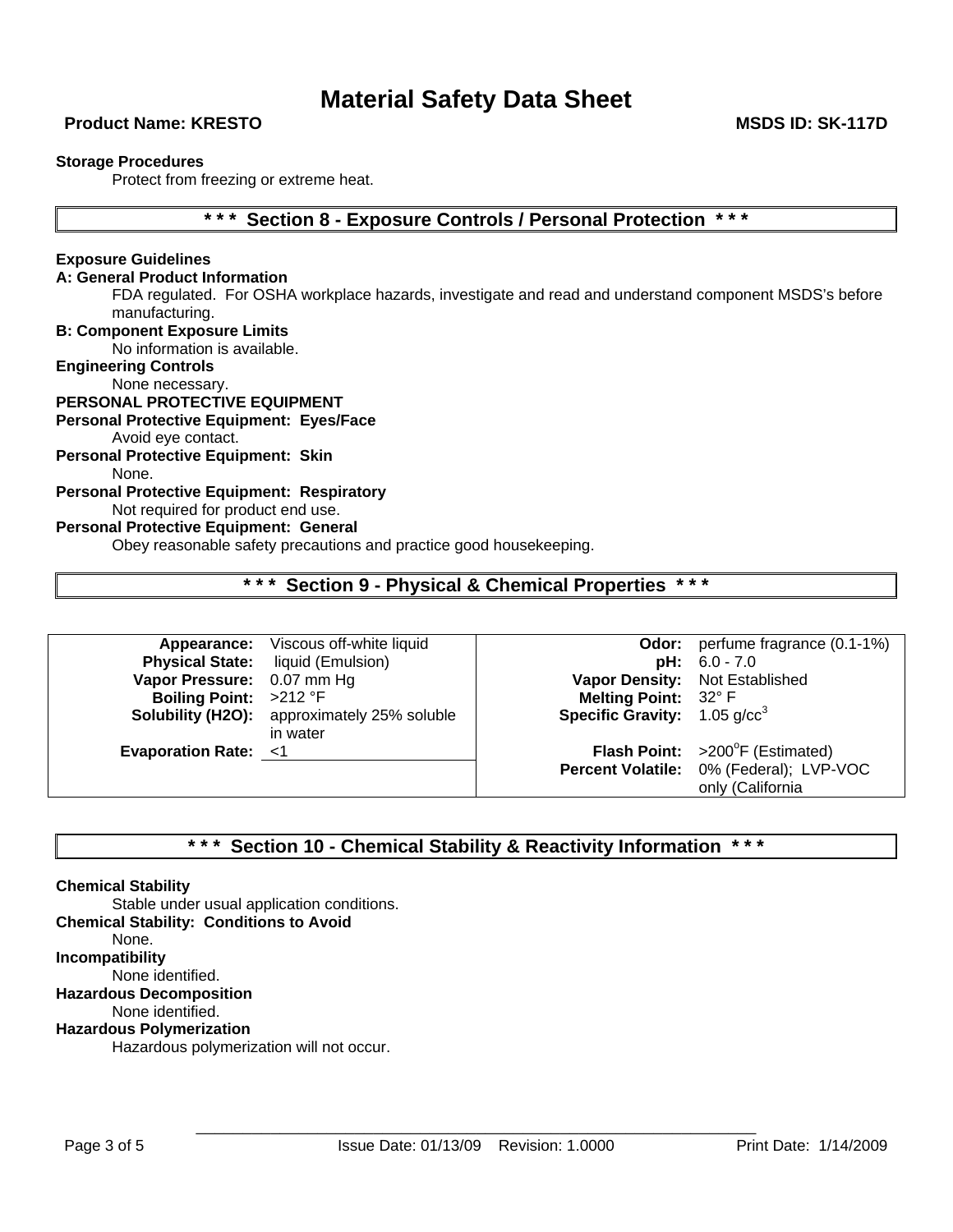# Material Safety Data Sheet

**Product Name: KRESTO** **MSDS ID: SK-117D**

**Storage Procedures**

Protect from freezing or extreme heat.

## * * * Section 8 - Exposure Controls / Personal Protection * * *

**Exposure Guidelines**

**A: General Product Information**

FDA regulated. For OSHA workplace hazards, investigate and read and understand component MSDS's before manufacturing.

**B: Component Exposure Limits**

No information is available.

**Engineering Controls**

None necessary.

**PERSONAL PROTECTIVE EQUIPMENT**

**Personal Protective Equipment: Eyes/Face**

Avoid eye contact.

**Personal Protective Equipment: Skin**

None.

**Personal Protective Equipment: Respiratory**

Not required for product end use.

**Personal Protective Equipment: General**

Obey reasonable safety precautions and practice good housekeeping.

## * * * Section 9 - Physical & Chemical Properties * * *

| | | | |
|---|---|---|---|
| **Appearance:** | Viscous off-white liquid | **Odor:** | perfume fragrance (0.1-1%) |
| **Physical State:** | liquid (Emulsion) | **pH:** | 6.0 - 7.0 |
| **Vapor Pressure:** | 0.07 mm Hg | **Vapor Density:** | Not Established |
| **Boiling Point:** | >212 °F | **Melting Point:** | 32° F |
| **Solubility (H2O):** | approximately 25% soluble in water | **Specific Gravity:** | 1.05 g/cc$^3$ |
| **Evaporation Rate:** | <1 | **Flash Point:** | >200$^o$F (Estimated) |
| | | **Percent Volatile:** | 0% (Federal); LVP-VOC only (California |

## * * * Section 10 - Chemical Stability & Reactivity Information * * *

**Chemical Stability**

Stable under usual application conditions.

**Chemical Stability: Conditions to Avoid**

None.

**Incompatibility**

None identified.

**Hazardous Decomposition**

None identified.

**Hazardous Polymerization**

Hazardous polymerization will not occur.

Issue Date: 01/13/09 Revision: 1.0000 Print Date: 1/14/2009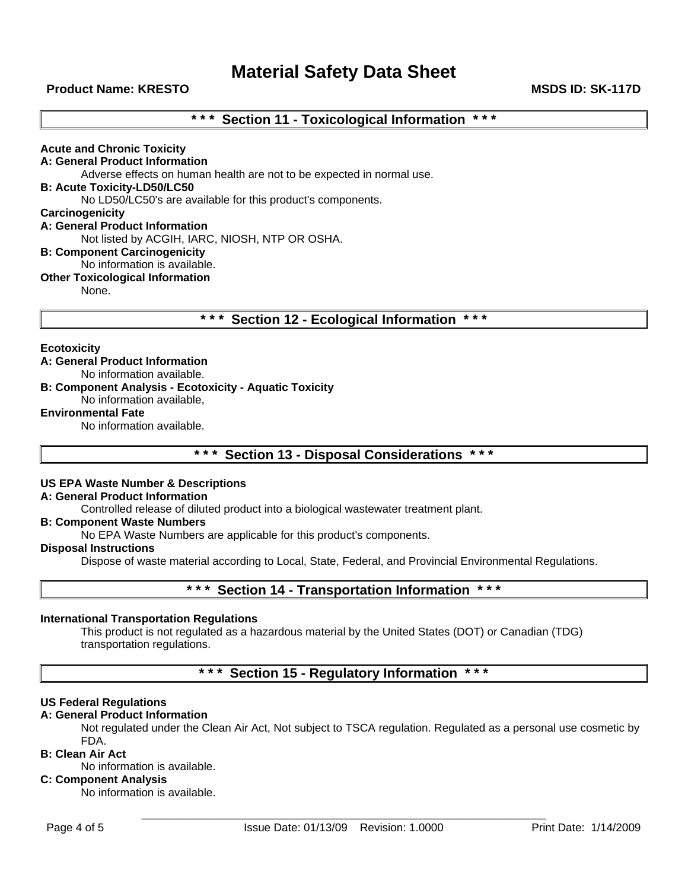## * * * Section 11 - Toxicological Information * * *

**Acute and Chronic Toxicity**

**A: General Product Information**

Adverse effects on human health are not to be expected in normal use.

**B: Acute Toxicity-LD50/LC50**

No LD50/LC50's are available for this product's components.

**Carcinogenicity**

**A: General Product Information**

Not listed by ACGIH, IARC, NIOSH, NTP OR OSHA.

**B: Component Carcinogenicity**

No information is available.

**Other Toxicological Information**

None.

## * * * Section 12 - Ecological Information * * *

**Ecotoxicity**

**A: General Product Information**

No information available.

**B: Component Analysis - Ecotoxicity - Aquatic Toxicity**

No information available,

**Environmental Fate**

No information available.

## * * * Section 13 - Disposal Considerations * * *

**US EPA Waste Number & Descriptions**

**A: General Product Information**

Controlled release of diluted product into a biological wastewater treatment plant.

**B: Component Waste Numbers**

No EPA Waste Numbers are applicable for this product's components.

**Disposal Instructions**

Dispose of waste material according to Local, State, Federal, and Provincial Environmental Regulations.

## * * * Section 14 - Transportation Information * * *

**International Transportation Regulations**

This product is not regulated as a hazardous material by the United States (DOT) or Canadian (TDG) transportation regulations.

## * * * Section 15 - Regulatory Information * * *

**US Federal Regulations**

**A: General Product Information**

Not regulated under the Clean Air Act, Not subject to TSCA regulation. Regulated as a personal use cosmetic by FDA.

**B: Clean Air Act**

No information is available.

**C: Component Analysis**

No information is available.

Issue Date: 01/13/09 Revision: 1.0000 Print Date: 1/14/2009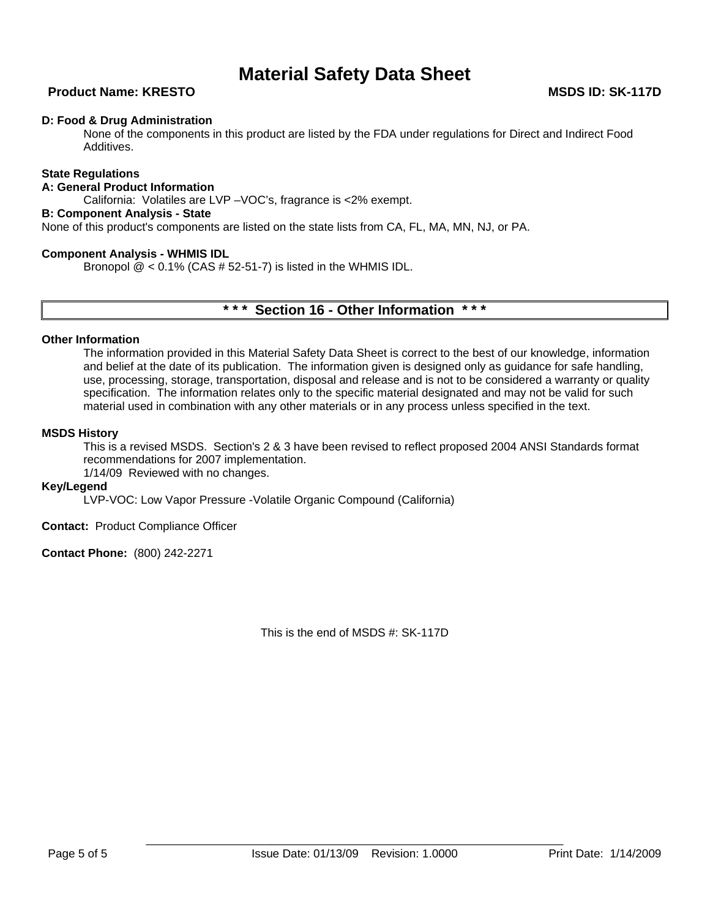**D: Food & Drug Administration**

None of the components in this product are listed by the FDA under regulations for Direct and Indirect Food Additives.

**State Regulations**

**A: General Product Information**

California: Volatiles are LVP –VOC's, fragrance is <2% exempt.

**B: Component Analysis - State**

None of this product's components are listed on the state lists from CA, FL, MA, MN, NJ, or PA.

**Component Analysis - WHMIS IDL**

Bronopol @ < 0.1% (CAS # 52-51-7) is listed in the WHMIS IDL.

## * * * Section 16 - Other Information * * *

**Other Information**

The information provided in this Material Safety Data Sheet is correct to the best of our knowledge, information and belief at the date of its publication. The information given is designed only as guidance for safe handling, use, processing, storage, transportation, disposal and release and is not to be considered a warranty or quality specification. The information relates only to the specific material designated and may not be valid for such material used in combination with any other materials or in any process unless specified in the text.

**MSDS History**

This is a revised MSDS. Section's 2 & 3 have been revised to reflect proposed 2004 ANSI Standards format recommendations for 2007 implementation.
1/14/09 Reviewed with no changes.

**Key/Legend**

LVP-VOC: Low Vapor Pressure -Volatile Organic Compound (California)

**Contact:** Product Compliance Officer

**Contact Phone:** (800) 242-2271

This is the end of MSDS #: SK-117D